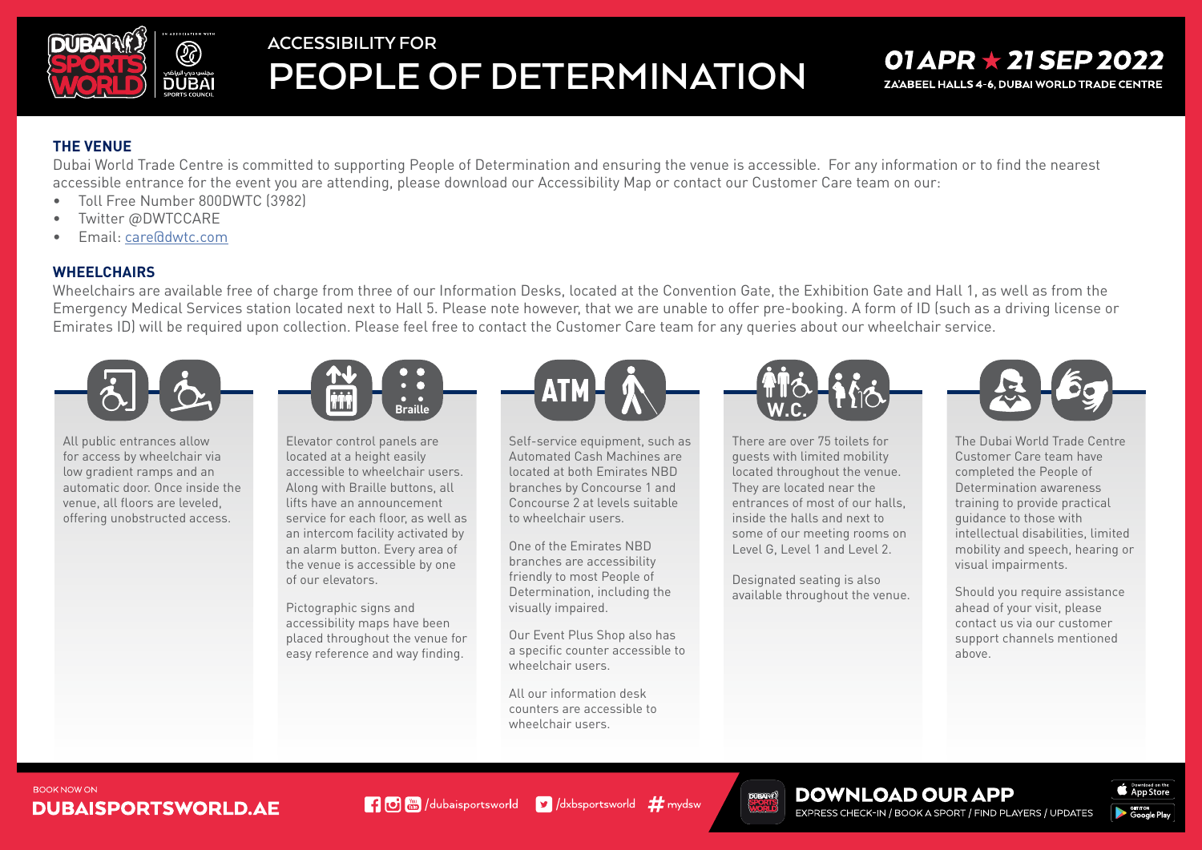# ACCESSIBILITY FOR PEOPLE OF DETERMINATION

**01 APR ★ 21 SEP 2022**
ZA'ABEEL HALLS 4-6, DUBAI WORLD TRADE CENTRE

## THE VENUE

Dubai World Trade Centre is committed to supporting People of Determination and ensuring the venue is accessible. For any information or to find the nearest accessible entrance for the event you are attending, please download our Accessibility Map or contact our Customer Care team on our:

- Toll Free Number 800DWTC (3982)
- Twitter @DWTCCARE
- Email: care@dwtc.com

## WHEELCHAIRS

Wheelchairs are available free of charge from three of our Information Desks, located at the Convention Gate, the Exhibition Gate and Hall 1, as well as from the Emergency Medical Services station located next to Hall 5. Please note however, that we are unable to offer pre-booking. A form of ID (such as a driving license or Emirates ID) will be required upon collection. Please feel free to contact the Customer Care team for any queries about our wheelchair service.

All public entrances allow for access by wheelchair via low gradient ramps and an automatic door. Once inside the venue, all floors are leveled, offering unobstructed access.

Elevator control panels are located at a height easily accessible to wheelchair users. Along with Braille buttons, all lifts have an announcement service for each floor, as well as an intercom facility activated by an alarm button. Every area of the venue is accessible by one of our elevators.

Pictographic signs and accessibility maps have been placed throughout the venue for easy reference and way finding.

Self-service equipment, such as Automated Cash Machines are located at both Emirates NBD branches by Concourse 1 and Concourse 2 at levels suitable to wheelchair users.

One of the Emirates NBD branches are accessibility friendly to most People of Determination, including the visually impaired.

Our Event Plus Shop also has a specific counter accessible to wheelchair users.

All our information desk counters are accessible to wheelchair users.

There are over 75 toilets for guests with limited mobility located throughout the venue. They are located near the entrances of most of our halls, inside the halls and next to some of our meeting rooms on Level G, Level 1 and Level 2.

Designated seating is also available throughout the venue.

The Dubai World Trade Centre Customer Care team have completed the People of Determination awareness training to provide practical guidance to those with intellectual disabilities, limited mobility and speech, hearing or visual impairments.

Should you require assistance ahead of your visit, please contact us via our customer support channels mentioned above.

BOOK NOW ON
**DUBAISPORTSWORLD.AE**

/dubaisportsworld /dxbsportsworld #mydsw

**DOWNLOAD OUR APP**
EXPRESS CHECK-IN / BOOK A SPORT / FIND PLAYERS / UPDATES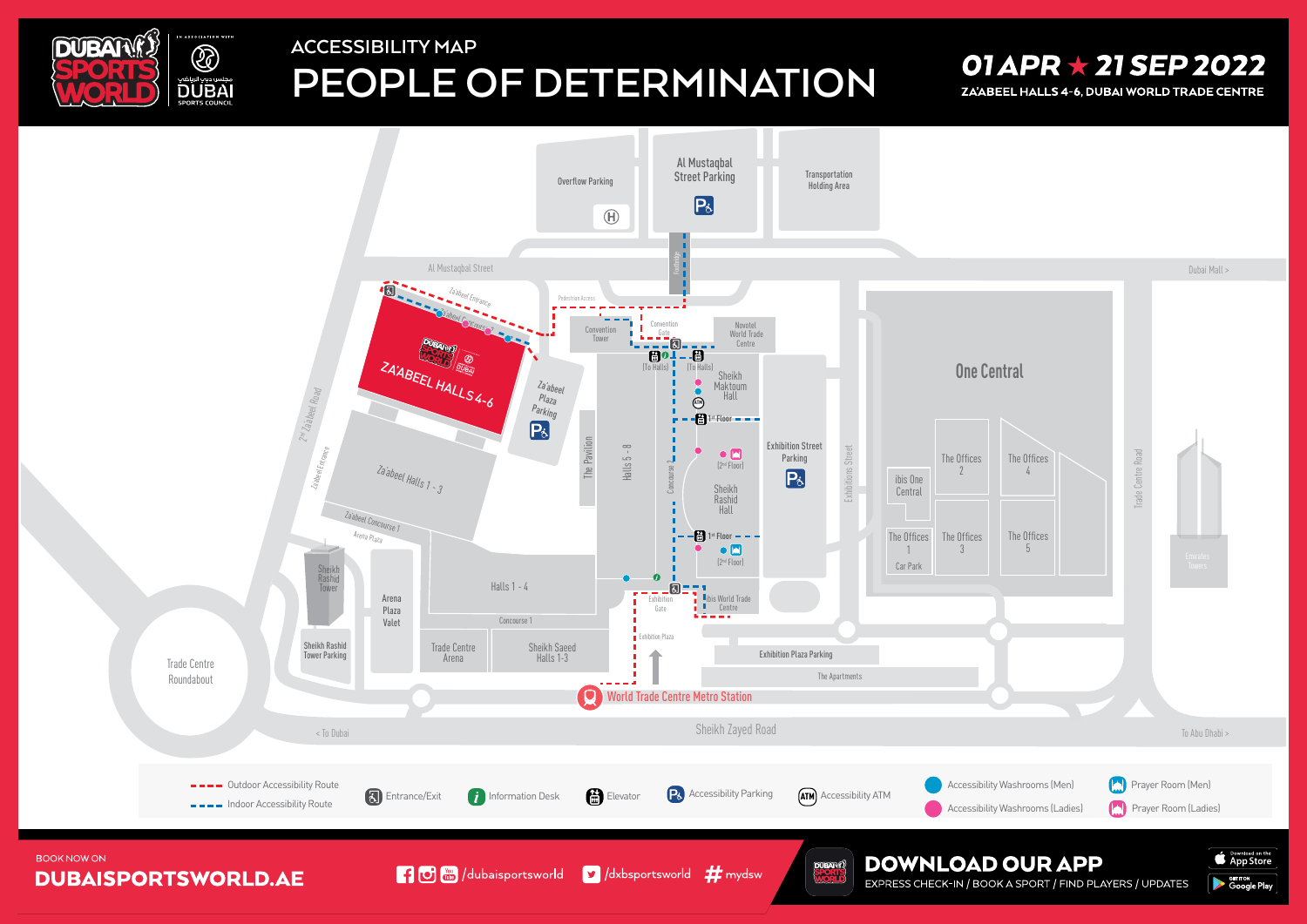# ACCESSIBILITY MAP

# PEOPLE OF DETERMINATION

**01 APR ★ 21 SEP 2022**

**ZA'ABEEL HALLS 4-6, DUBAI WORLD TRADE CENTRE**

DUBAI SPORTS WORLD

IN ASSOCIATION WITH

مجلس دبي الرياضي
DUBAI SPORTS COUNCIL

Overflow Parking

Al Mustaqbal Street Parking

Transportation Holding Area

Al Mustaqbal Street

Dubai Mall >

Footbridge

Pedestrian Access

Za'abeel Entrance

ZA'ABEEL HALLS 4-6

Za'abeel Plaza Parking

Convention Tower

Convention Gate

Novotel World Trade Centre

(To Halls)

(To Halls)

Sheikh Maktoum Hall

1st Floor

2nd Floor

Sheikh Rashid Hall

1st Floor

2nd Floor

Exhibition Street Parking

Exhibitions Street

One Central

ibis One Central

The Offices 1

Car Park

The Offices 2

The Offices 3

The Offices 4

The Offices 5

Trade Centre Road

Emirates Towers

2nd Za'abeel Road

Za'abeel Entrance

Za'abeel Halls 1 - 3

Za'abeel Concourse 1

Arena Plaza

The Pavilion

Halls 5 - 8

Concourse 2

Sheikh Rashid Tower

Sheikh Rashid Tower Parking

Arena Plaza Valet

Halls 1 - 4

Concourse 1

Trade Centre Arena

Sheikh Saeed Halls 1-3

Exhibition Gate

ibis World Trade Centre

Exhibition Plaza

Exhibition Plaza Parking

The Apartments

Trade Centre Roundabout

World Trade Centre Metro Station

< To Dubai

Sheikh Zayed Road

To Abu Dhabi >

- Outdoor Accessibility Route
- Indoor Accessibility Route
- Entrance/Exit
- Information Desk
- Elevator
- Accessibility Parking
- Accessibility ATM
- Accessibility Washrooms (Men)
- Accessibility Washrooms (Ladies)
- Prayer Room (Men)
- Prayer Room (Ladies)

BOOK NOW ON

**DUBAISPORTSWORLD.AE**

/dubaisportsworld /dxbsportsworld # mydsw

**DOWNLOAD OUR APP**

EXPRESS CHECK-IN / BOOK A SPORT / FIND PLAYERS / UPDATES

Download on the App Store

GET IT ON Google Play